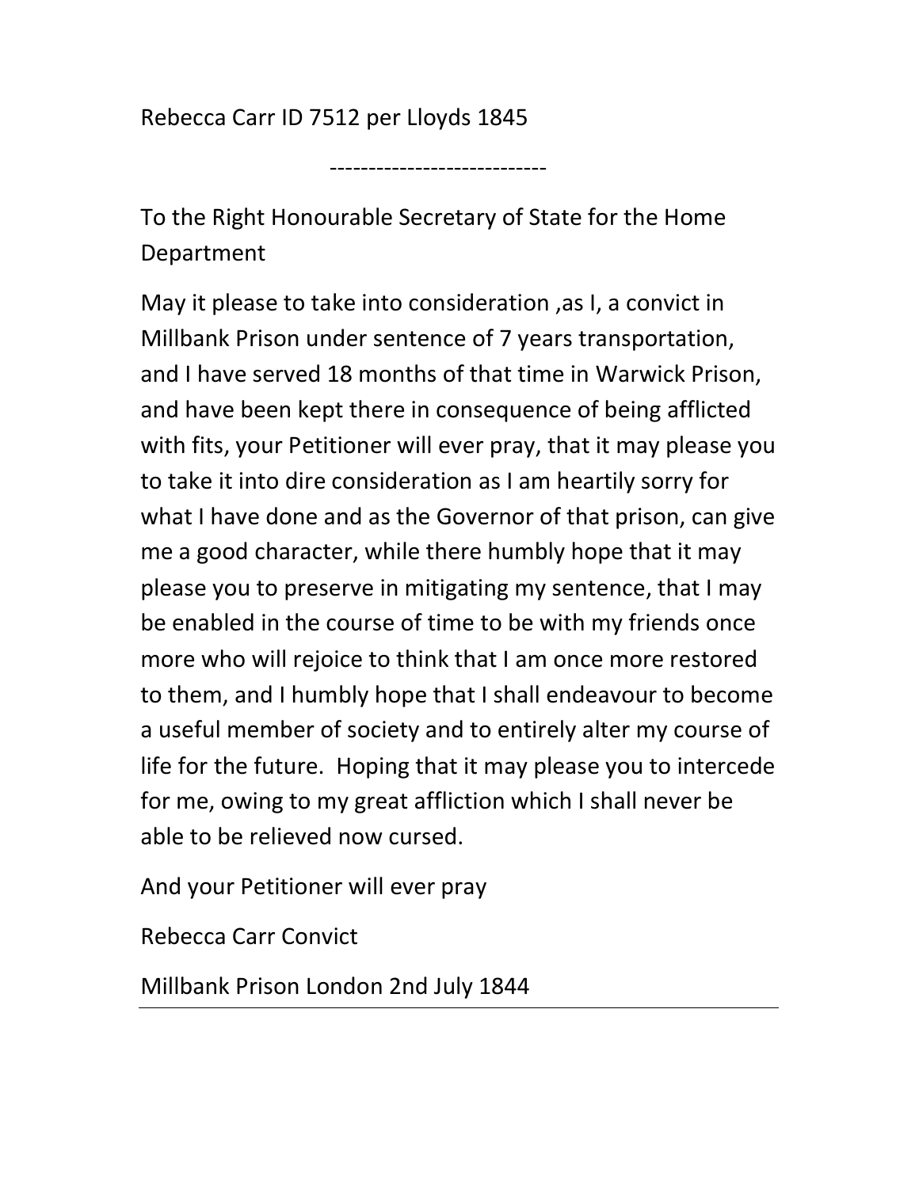Rebecca Carr ID 7512 per Lloyds 1845

----------------------------

To the Right Honourable Secretary of State for the Home Department

May it please to take into consideration ,as I, a convict in Millbank Prison under sentence of 7 years transportation, and I have served 18 months of that time in Warwick Prison, and have been kept there in consequence of being afflicted with fits, your Petitioner will ever pray, that it may please you to take it into dire consideration as I am heartily sorry for what I have done and as the Governor of that prison, can give me a good character, while there humbly hope that it may please you to preserve in mitigating my sentence, that I may be enabled in the course of time to be with my friends once more who will rejoice to think that I am once more restored to them, and I humbly hope that I shall endeavour to become a useful member of society and to entirely alter my course of life for the future. Hoping that it may please you to intercede for me, owing to my great affliction which I shall never be able to be relieved now cursed.

And your Petitioner will ever pray

Rebecca Carr Convict

Millbank Prison London 2nd July 1844

---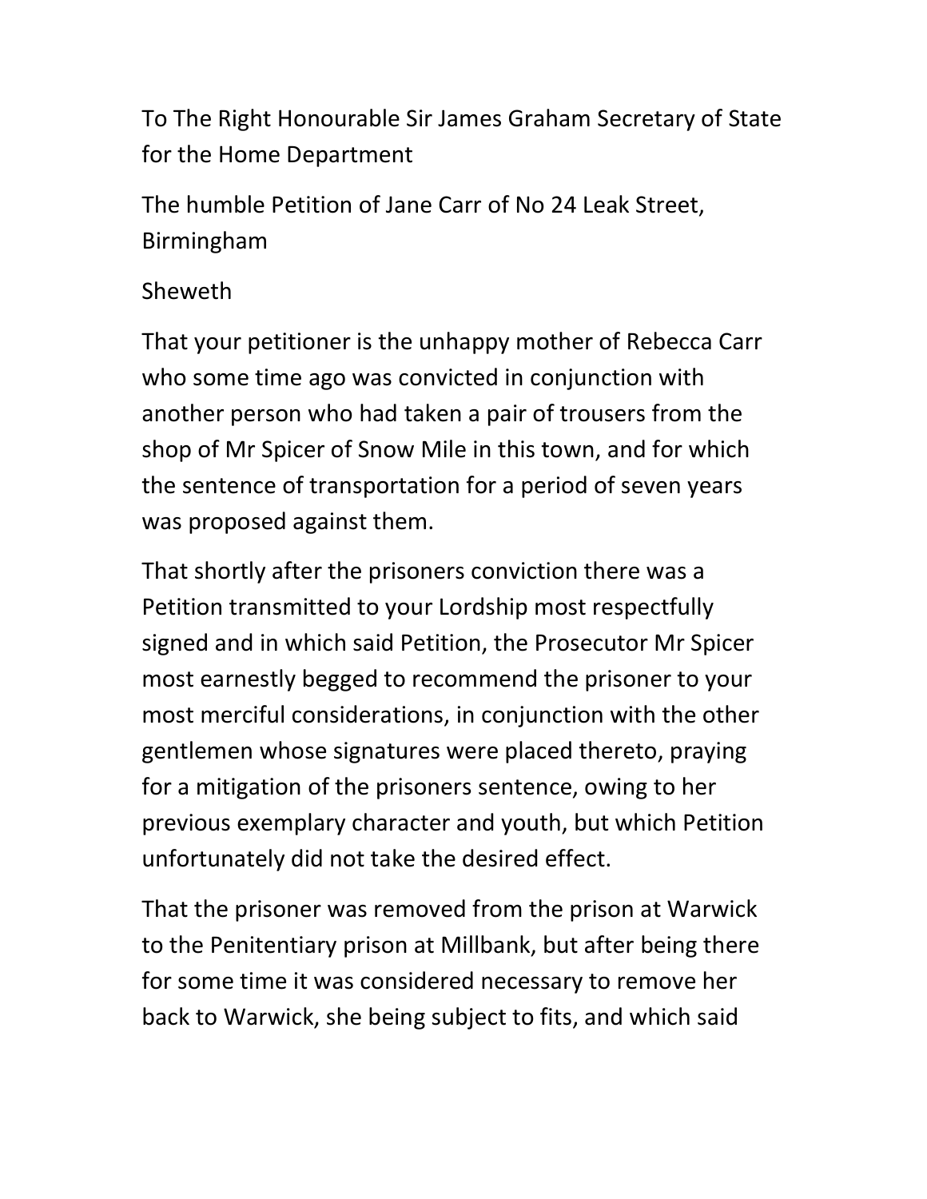To The Right Honourable Sir James Graham Secretary of State for the Home Department

The humble Petition of Jane Carr of No 24 Leak Street, Birmingham

Sheweth

That your petitioner is the unhappy mother of Rebecca Carr who some time ago was convicted in conjunction with another person who had taken a pair of trousers from the shop of Mr Spicer of Snow Mile in this town, and for which the sentence of transportation for a period of seven years was proposed against them.

That shortly after the prisoners conviction there was a Petition transmitted to your Lordship most respectfully signed and in which said Petition, the Prosecutor Mr Spicer most earnestly begged to recommend the prisoner to your most merciful considerations, in conjunction with the other gentlemen whose signatures were placed thereto, praying for a mitigation of the prisoners sentence, owing to her previous exemplary character and youth, but which Petition unfortunately did not take the desired effect.

That the prisoner was removed from the prison at Warwick to the Penitentiary prison at Millbank, but after being there for some time it was considered necessary to remove her back to Warwick, she being subject to fits, and which said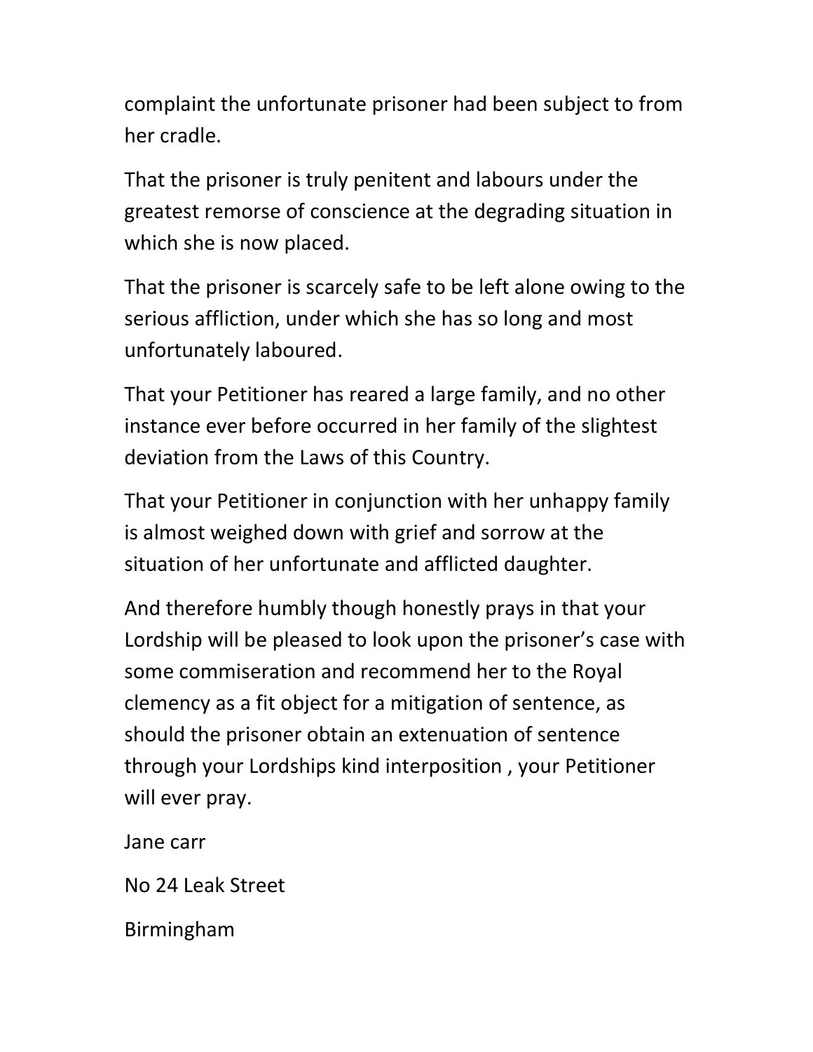complaint the unfortunate prisoner had been subject to from her cradle.

That the prisoner is truly penitent and labours under the greatest remorse of conscience at the degrading situation in which she is now placed.

That the prisoner is scarcely safe to be left alone owing to the serious affliction, under which she has so long and most unfortunately laboured.

That your Petitioner has reared a large family, and no other instance ever before occurred in her family of the slightest deviation from the Laws of this Country.

That your Petitioner in conjunction with her unhappy family is almost weighed down with grief and sorrow at the situation of her unfortunate and afflicted daughter.

And therefore humbly though honestly prays in that your Lordship will be pleased to look upon the prisoner's case with some commiseration and recommend her to the Royal clemency as a fit object for a mitigation of sentence, as should the prisoner obtain an extenuation of sentence through your Lordships kind interposition , your Petitioner will ever pray.

Jane carr

No 24 Leak Street

Birmingham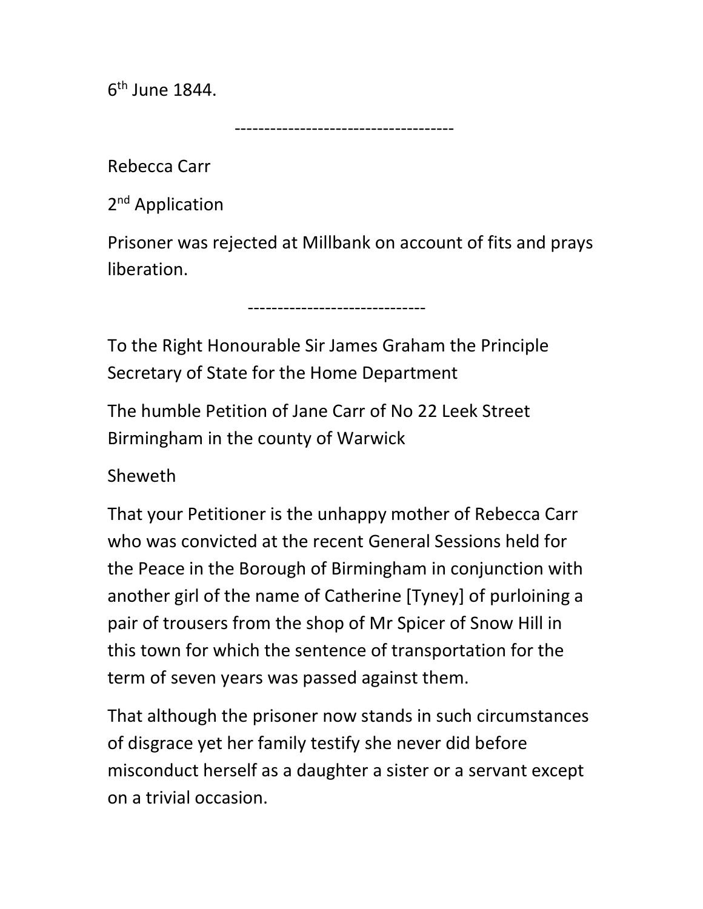6th June 1844.

-------------------------------------

Rebecca Carr

2nd Application

Prisoner was rejected at Millbank on account of fits and prays liberation.

-----------------------------

To the Right Honourable Sir James Graham the Principle Secretary of State for the Home Department

The humble Petition of Jane Carr of No 22 Leek Street Birmingham in the county of Warwick

Sheweth

That your Petitioner is the unhappy mother of Rebecca Carr who was convicted at the recent General Sessions held for the Peace in the Borough of Birmingham in conjunction with another girl of the name of Catherine [Tyney] of purloining a pair of trousers from the shop of Mr Spicer of Snow Hill in this town for which the sentence of transportation for the term of seven years was passed against them.

That although the prisoner now stands in such circumstances of disgrace yet her family testify she never did before misconduct herself as a daughter a sister or a servant except on a trivial occasion.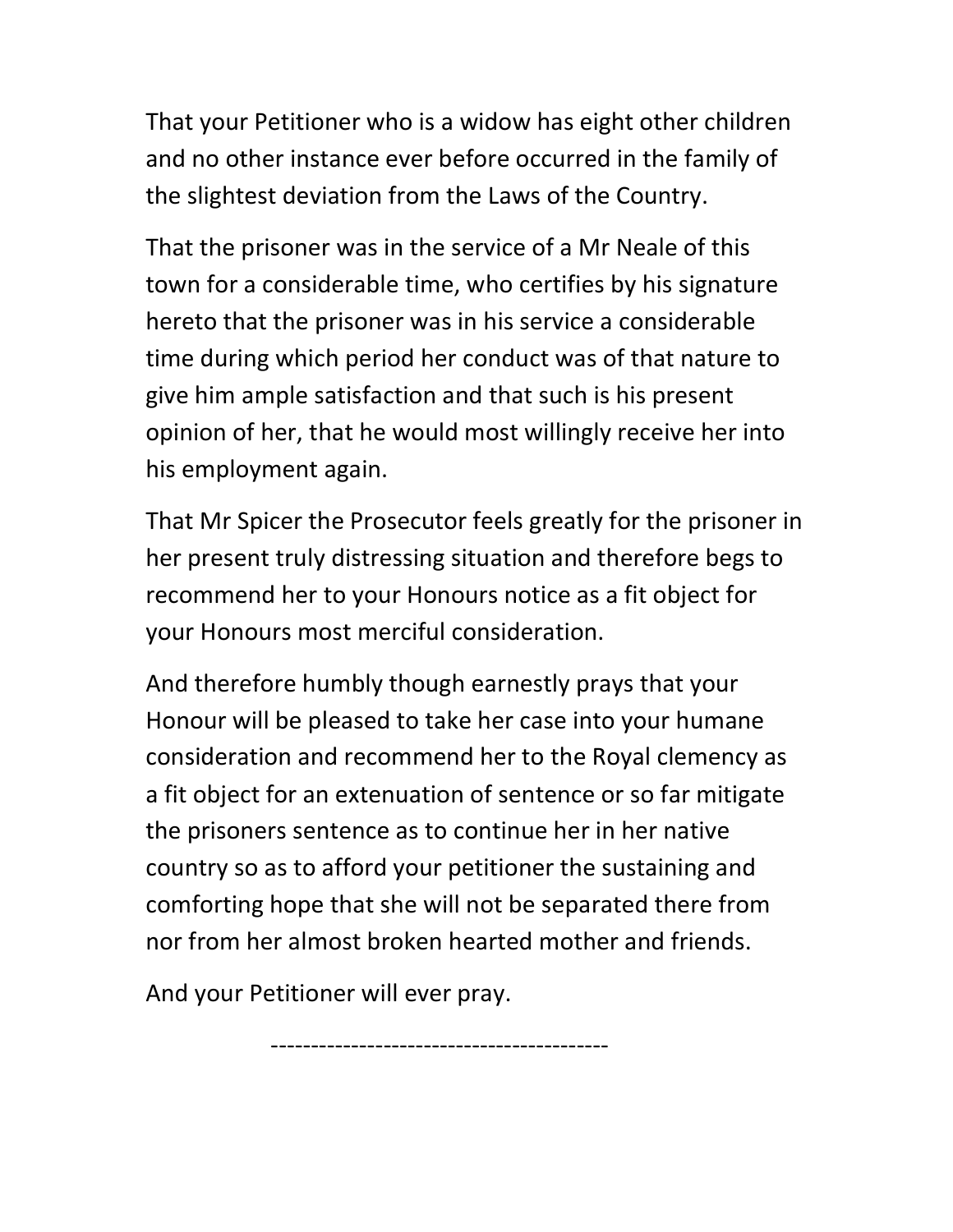That your Petitioner who is a widow has eight other children and no other instance ever before occurred in the family of the slightest deviation from the Laws of the Country.

That the prisoner was in the service of a Mr Neale of this town for a considerable time, who certifies by his signature hereto that the prisoner was in his service a considerable time during which period her conduct was of that nature to give him ample satisfaction and that such is his present opinion of her, that he would most willingly receive her into his employment again.

That Mr Spicer the Prosecutor feels greatly for the prisoner in her present truly distressing situation and therefore begs to recommend her to your Honours notice as a fit object for your Honours most merciful consideration.

And therefore humbly though earnestly prays that your Honour will be pleased to take her case into your humane consideration and recommend her to the Royal clemency as a fit object for an extenuation of sentence or so far mitigate the prisoners sentence as to continue her in her native country so as to afford your petitioner the sustaining and comforting hope that she will not be separated there from nor from her almost broken hearted mother and friends.

And your Petitioner will ever pray.

-----------------------------------------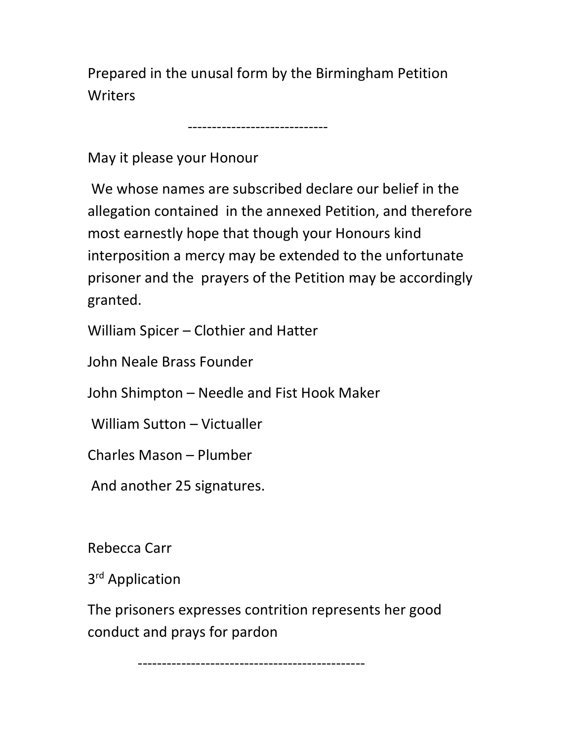Prepared in the unusal form by the Birmingham Petition Writers

-----------------------------

May it please your Honour

We whose names are subscribed declare our belief in the allegation contained in the annexed Petition, and therefore most earnestly hope that though your Honours kind interposition a mercy may be extended to the unfortunate prisoner and the prayers of the Petition may be accordingly granted.

William Spicer – Clothier and Hatter

John Neale Brass Founder

John Shimpton – Needle and Fist Hook Maker

William Sutton – Victualler

Charles Mason – Plumber

And another 25 signatures.

Rebecca Carr

3rd Application

The prisoners expresses contrition represents her good conduct and prays for pardon

---------------------------------------------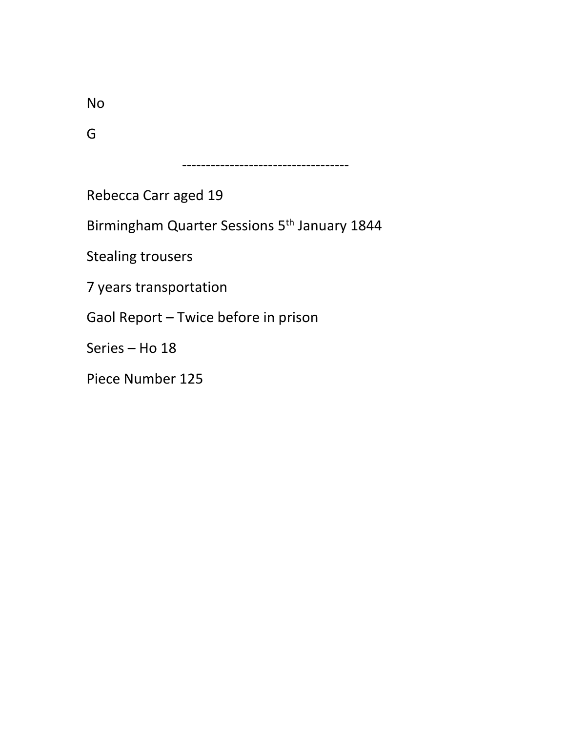No

G

-----------------------------------

Rebecca Carr aged 19

Birmingham Quarter Sessions 5th January 1844

Stealing trousers

7 years transportation

Gaol Report – Twice before in prison

Series – Ho 18

Piece Number 125